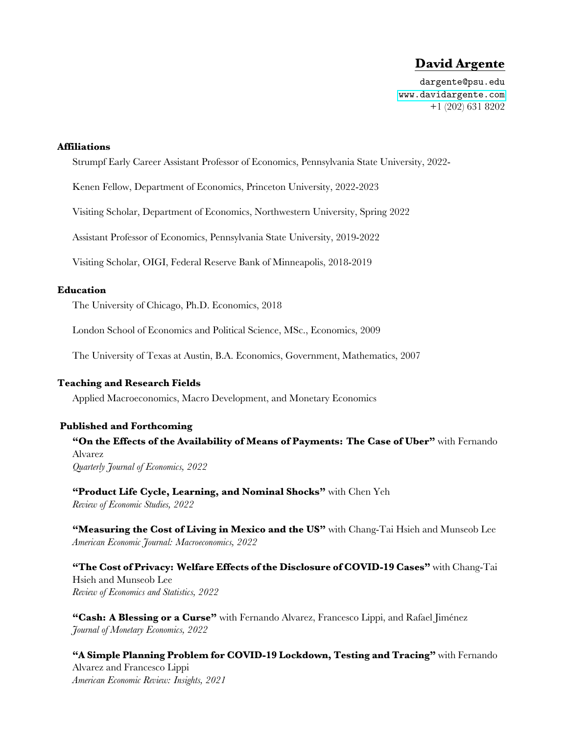# David Argente

dargente@psu.edu
www.davidargente.com
+1 (202) 631 8202

## Affiliations

Strumpf Early Career Assistant Professor of Economics, Pennsylvania State University, 2022-

Kenen Fellow, Department of Economics, Princeton University, 2022-2023

Visiting Scholar, Department of Economics, Northwestern University, Spring 2022

Assistant Professor of Economics, Pennsylvania State University, 2019-2022

Visiting Scholar, OIGI, Federal Reserve Bank of Minneapolis, 2018-2019

## Education

The University of Chicago, Ph.D. Economics, 2018

London School of Economics and Political Science, MSc., Economics, 2009

The University of Texas at Austin, B.A. Economics, Government, Mathematics, 2007

## Teaching and Research Fields

Applied Macroeconomics, Macro Development, and Monetary Economics

## Published and Forthcoming

**"On the Effects of the Availability of Means of Payments: The Case of Uber"** with Fernando Alvarez
*Quarterly Journal of Economics, 2022*

**"Product Life Cycle, Learning, and Nominal Shocks"** with Chen Yeh
*Review of Economic Studies, 2022*

**"Measuring the Cost of Living in Mexico and the US"** with Chang-Tai Hsieh and Munseob Lee
*American Economic Journal: Macroeconomics, 2022*

**"The Cost of Privacy: Welfare Effects of the Disclosure of COVID-19 Cases"** with Chang-Tai Hsieh and Munseob Lee
*Review of Economics and Statistics, 2022*

**"Cash: A Blessing or a Curse"** with Fernando Alvarez, Francesco Lippi, and Rafael Jiménez
*Journal of Monetary Economics, 2022*

**"A Simple Planning Problem for COVID-19 Lockdown, Testing and Tracing"** with Fernando Alvarez and Francesco Lippi
*American Economic Review: Insights, 2021*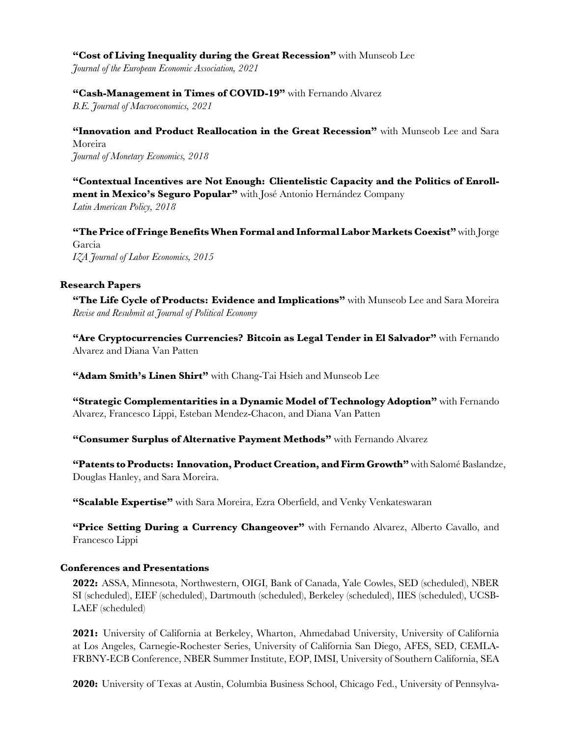**"Cost of Living Inequality during the Great Recession"** with Munseob Lee
*Journal of the European Economic Association, 2021*

**"Cash-Management in Times of COVID-19"** with Fernando Alvarez
*B.E. Journal of Macroeconomics, 2021*

**"Innovation and Product Reallocation in the Great Recession"** with Munseob Lee and Sara Moreira
*Journal of Monetary Economics, 2018*

**"Contextual Incentives are Not Enough: Clientelistic Capacity and the Politics of Enrollment in Mexico's Seguro Popular"** with José Antonio Hernández Company
*Latin American Policy, 2018*

**"The Price of Fringe Benefits When Formal and Informal Labor Markets Coexist"** with Jorge Garcia
*IZA Journal of Labor Economics, 2015*

### Research Papers

**"The Life Cycle of Products: Evidence and Implications"** with Munseob Lee and Sara Moreira
*Revise and Resubmit at Journal of Political Economy*

**"Are Cryptocurrencies Currencies? Bitcoin as Legal Tender in El Salvador"** with Fernando Alvarez and Diana Van Patten

**"Adam Smith's Linen Shirt"** with Chang-Tai Hsieh and Munseob Lee

**"Strategic Complementarities in a Dynamic Model of Technology Adoption"** with Fernando Alvarez, Francesco Lippi, Esteban Mendez-Chacon, and Diana Van Patten

**"Consumer Surplus of Alternative Payment Methods"** with Fernando Alvarez

**"Patents to Products: Innovation, Product Creation, and Firm Growth"** with Salomé Baslandze, Douglas Hanley, and Sara Moreira.

**"Scalable Expertise"** with Sara Moreira, Ezra Oberfield, and Venky Venkateswaran

**"Price Setting During a Currency Changeover"** with Fernando Alvarez, Alberto Cavallo, and Francesco Lippi

### Conferences and Presentations

**2022:** ASSA, Minnesota, Northwestern, OIGI, Bank of Canada, Yale Cowles, SED (scheduled), NBER SI (scheduled), EIEF (scheduled), Dartmouth (scheduled), Berkeley (scheduled), IIES (scheduled), UCSB-LAEF (scheduled)

**2021:** University of California at Berkeley, Wharton, Ahmedabad University, University of California at Los Angeles, Carnegie-Rochester Series, University of California San Diego, AFES, SED, CEMLA-FRBNY-ECB Conference, NBER Summer Institute, EOP, IMSI, University of Southern California, SEA

**2020:** University of Texas at Austin, Columbia Business School, Chicago Fed., University of Pennsylva-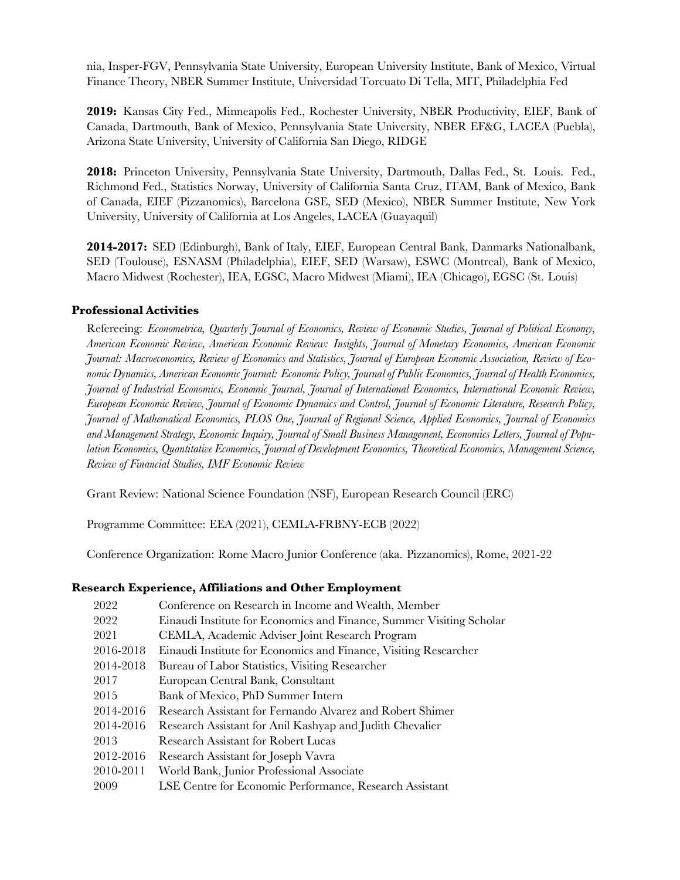nia, Insper-FGV, Pennsylvania State University, European University Institute, Bank of Mexico, Virtual Finance Theory, NBER Summer Institute, Universidad Torcuato Di Tella, MIT, Philadelphia Fed

**2019:** Kansas City Fed., Minneapolis Fed., Rochester University, NBER Productivity, EIEF, Bank of Canada, Dartmouth, Bank of Mexico, Pennsylvania State University, NBER EF&G, LACEA (Puebla), Arizona State University, University of California San Diego, RIDGE

**2018:** Princeton University, Pennsylvania State University, Dartmouth, Dallas Fed., St. Louis. Fed., Richmond Fed., Statistics Norway, University of California Santa Cruz, ITAM, Bank of Mexico, Bank of Canada, EIEF (Pizzanomics), Barcelona GSE, SED (Mexico), NBER Summer Institute, New York University, University of California at Los Angeles, LACEA (Guayaquil)

**2014-2017:** SED (Edinburgh), Bank of Italy, EIEF, European Central Bank, Danmarks Nationalbank, SED (Toulouse), ESNASM (Philadelphia), EIEF, SED (Warsaw), ESWC (Montreal), Bank of Mexico, Macro Midwest (Rochester), IEA, EGSC, Macro Midwest (Miami), IEA (Chicago), EGSC (St. Louis)

### Professional Activities

Refereeing: *Econometrica, Quarterly Journal of Economics, Review of Economic Studies, Journal of Political Economy, American Economic Review, American Economic Review: Insights, Journal of Monetary Economics, American Economic Journal: Macroeconomics, Review of Economics and Statistics, Journal of European Economic Association, Review of Economic Dynamics, American Economic Journal: Economic Policy, Journal of Public Economics, Journal of Health Economics, Journal of Industrial Economics, Economic Journal, Journal of International Economics, International Economic Review, European Economic Review, Journal of Economic Dynamics and Control, Journal of Economic Literature, Research Policy, Journal of Mathematical Economics, PLOS One, Journal of Regional Science, Applied Economics, Journal of Economics and Management Strategy, Economic Inquiry, Journal of Small Business Management, Economics Letters, Journal of Population Economics, Quantitative Economics, Journal of Development Economics, Theoretical Economics, Management Science, Review of Financial Studies, IMF Economic Review*

Grant Review: National Science Foundation (NSF), European Research Council (ERC)

Programme Committee: EEA (2021), CEMLA-FRBNY-ECB (2022)

Conference Organization: Rome Macro Junior Conference (aka. Pizzanomics), Rome, 2021-22

### Research Experience, Affiliations and Other Employment

| | |
|---|---|
| 2022 | Conference on Research in Income and Wealth, Member |
| 2022 | Einaudi Institute for Economics and Finance, Summer Visiting Scholar |
| 2021 | CEMLA, Academic Adviser Joint Research Program |
| 2016-2018 | Einaudi Institute for Economics and Finance, Visiting Researcher |
| 2014-2018 | Bureau of Labor Statistics, Visiting Researcher |
| 2017 | European Central Bank, Consultant |
| 2015 | Bank of Mexico, PhD Summer Intern |
| 2014-2016 | Research Assistant for Fernando Alvarez and Robert Shimer |
| 2014-2016 | Research Assistant for Anil Kashyap and Judith Chevalier |
| 2013 | Research Assistant for Robert Lucas |
| 2012-2016 | Research Assistant for Joseph Vavra |
| 2010-2011 | World Bank, Junior Professional Associate |
| 2009 | LSE Centre for Economic Performance, Research Assistant |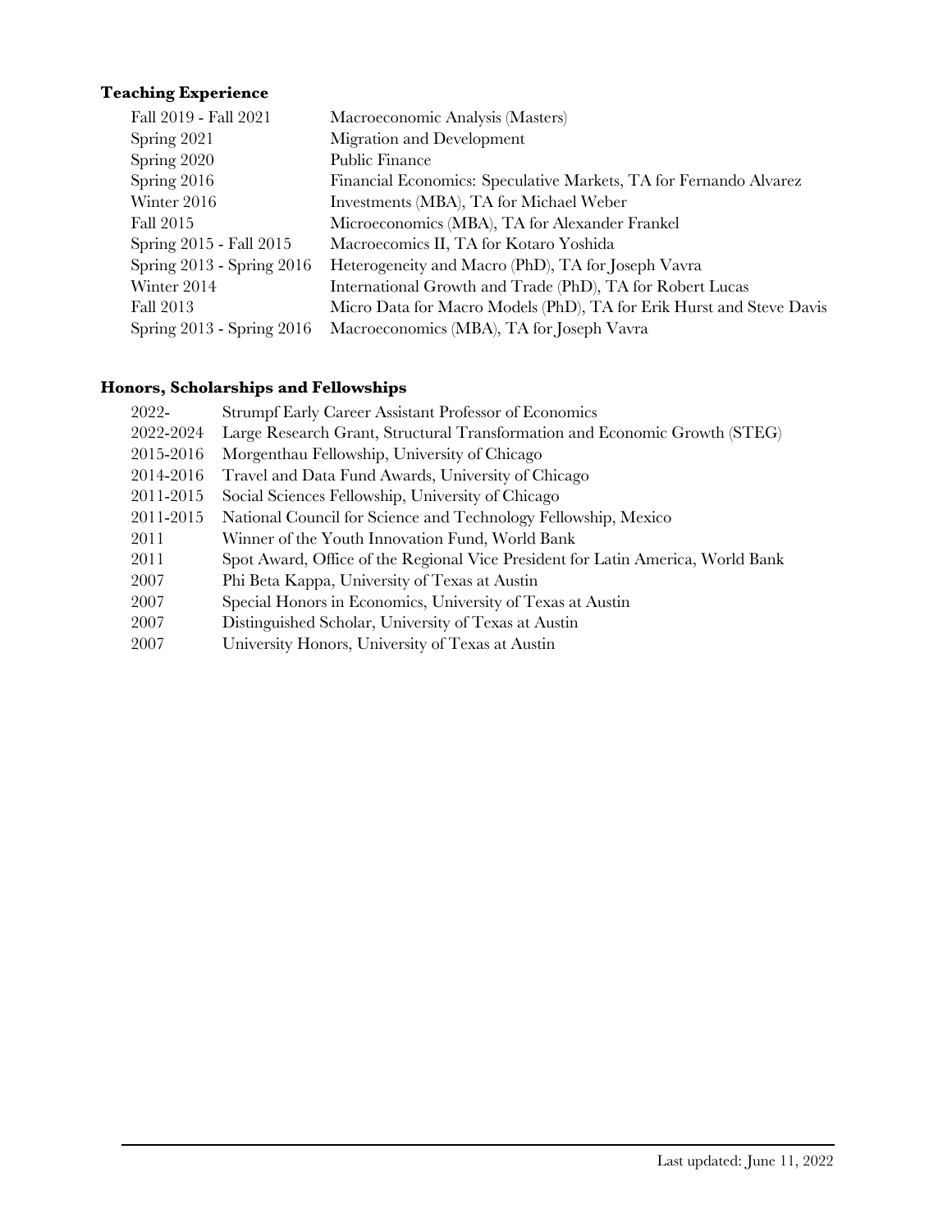**Teaching Experience**

| | |
|---|---|
| Fall 2019 - Fall 2021 | Macroeconomic Analysis (Masters) |
| Spring 2021 | Migration and Development |
| Spring 2020 | Public Finance |
| Spring 2016 | Financial Economics: Speculative Markets, TA for Fernando Alvarez |
| Winter 2016 | Investments (MBA), TA for Michael Weber |
| Fall 2015 | Microeconomics (MBA), TA for Alexander Frankel |
| Spring 2015 - Fall 2015 | Macroecomics II, TA for Kotaro Yoshida |
| Spring 2013 - Spring 2016 | Heterogeneity and Macro (PhD), TA for Joseph Vavra |
| Winter 2014 | International Growth and Trade (PhD), TA for Robert Lucas |
| Fall 2013 | Micro Data for Macro Models (PhD), TA for Erik Hurst and Steve Davis |
| Spring 2013 - Spring 2016 | Macroeconomics (MBA), TA for Joseph Vavra |

**Honors, Scholarships and Fellowships**

| | |
|---|---|
| 2022- | Strumpf Early Career Assistant Professor of Economics |
| 2022-2024 | Large Research Grant, Structural Transformation and Economic Growth (STEG) |
| 2015-2016 | Morgenthau Fellowship, University of Chicago |
| 2014-2016 | Travel and Data Fund Awards, University of Chicago |
| 2011-2015 | Social Sciences Fellowship, University of Chicago |
| 2011-2015 | National Council for Science and Technology Fellowship, Mexico |
| 2011 | Winner of the Youth Innovation Fund, World Bank |
| 2011 | Spot Award, Office of the Regional Vice President for Latin America, World Bank |
| 2007 | Phi Beta Kappa, University of Texas at Austin |
| 2007 | Special Honors in Economics, University of Texas at Austin |
| 2007 | Distinguished Scholar, University of Texas at Austin |
| 2007 | University Honors, University of Texas at Austin |

Last updated: June 11, 2022